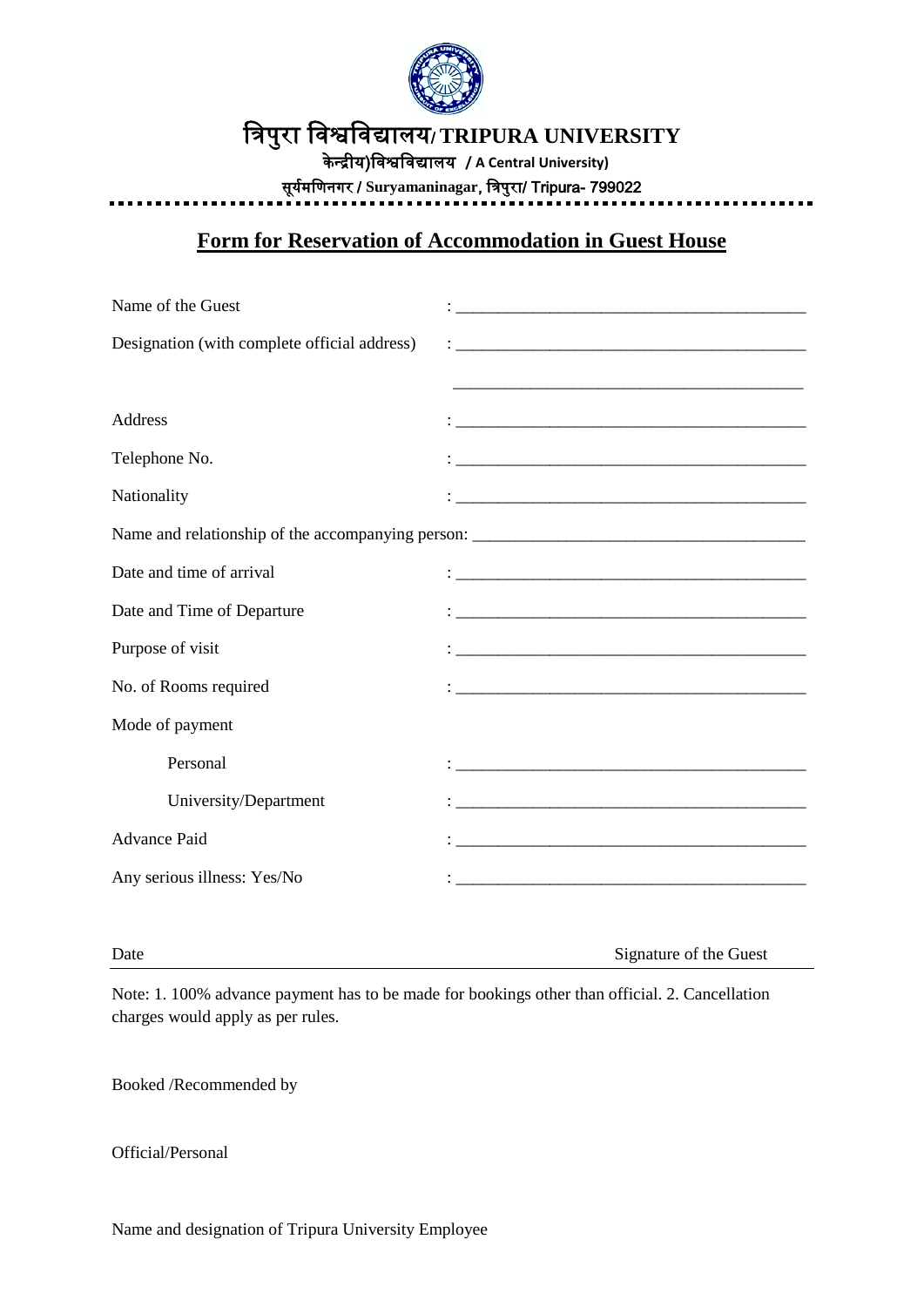# त्रिपुरा विश्वविद्यालय/ TRIPURA UNIVERSITY

केन्द्रीय)विश्वविद्यालय / A Central University)

सूर्यमणिनगर / Suryamaninagar, त्रिपुरा/ Tripura- 799022

## Form for Reservation of Accommodation in Guest House

Name of the Guest : ________________________________________

Designation (with complete official address) : ________________________________________

________________________________________

Address : ________________________________________

Telephone No. : ________________________________________

Nationality : ________________________________________

Name and relationship of the accompanying person: ________________________________________

Date and time of arrival : ________________________________________

Date and Time of Departure : ________________________________________

Purpose of visit : ________________________________________

No. of Rooms required : ________________________________________

Mode of payment

- Personal : ________________________________________
- University/Department : ________________________________________

Advance Paid : ________________________________________

Any serious illness: Yes/No : ________________________________________

Date Signature of the Guest

---

Note: 1. 100% advance payment has to be made for bookings other than official. 2. Cancellation charges would apply as per rules.

Booked /Recommended by

Official/Personal

Name and designation of Tripura University Employee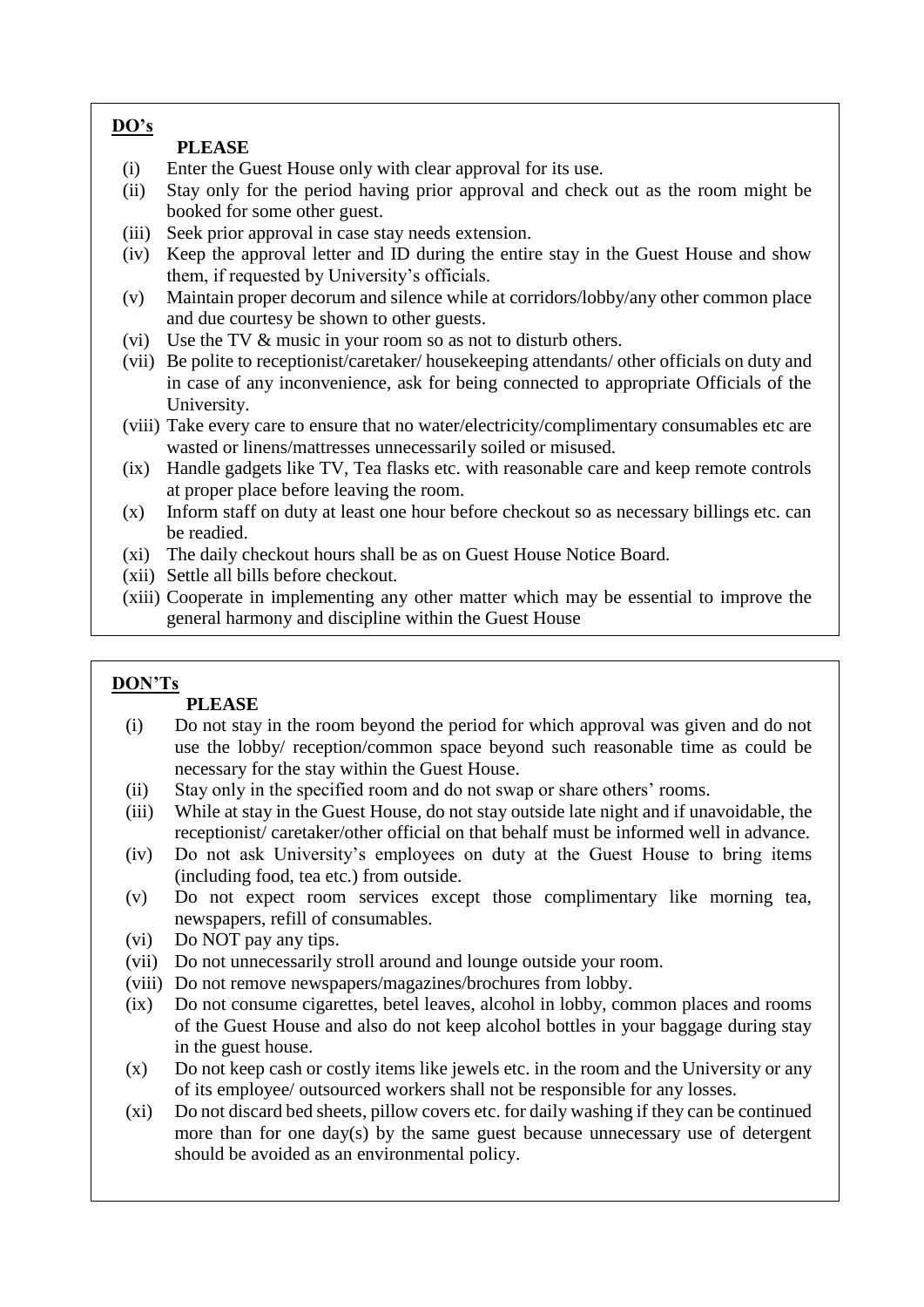## DO's

**PLEASE**

- (i) Enter the Guest House only with clear approval for its use.
- (ii) Stay only for the period having prior approval and check out as the room might be booked for some other guest.
- (iii) Seek prior approval in case stay needs extension.
- (iv) Keep the approval letter and ID during the entire stay in the Guest House and show them, if requested by University's officials.
- (v) Maintain proper decorum and silence while at corridors/lobby/any other common place and due courtesy be shown to other guests.
- (vi) Use the TV & music in your room so as not to disturb others.
- (vii) Be polite to receptionist/caretaker/ housekeeping attendants/ other officials on duty and in case of any inconvenience, ask for being connected to appropriate Officials of the University.
- (viii) Take every care to ensure that no water/electricity/complimentary consumables etc are wasted or linens/mattresses unnecessarily soiled or misused.
- (ix) Handle gadgets like TV, Tea flasks etc. with reasonable care and keep remote controls at proper place before leaving the room.
- (x) Inform staff on duty at least one hour before checkout so as necessary billings etc. can be readied.
- (xi) The daily checkout hours shall be as on Guest House Notice Board.
- (xii) Settle all bills before checkout.
- (xiii) Cooperate in implementing any other matter which may be essential to improve the general harmony and discipline within the Guest House

## DON'Ts

**PLEASE**

- (i) Do not stay in the room beyond the period for which approval was given and do not use the lobby/ reception/common space beyond such reasonable time as could be necessary for the stay within the Guest House.
- (ii) Stay only in the specified room and do not swap or share others' rooms.
- (iii) While at stay in the Guest House, do not stay outside late night and if unavoidable, the receptionist/ caretaker/other official on that behalf must be informed well in advance.
- (iv) Do not ask University's employees on duty at the Guest House to bring items (including food, tea etc.) from outside.
- (v) Do not expect room services except those complimentary like morning tea, newspapers, refill of consumables.
- (vi) Do NOT pay any tips.
- (vii) Do not unnecessarily stroll around and lounge outside your room.
- (viii) Do not remove newspapers/magazines/brochures from lobby.
- (ix) Do not consume cigarettes, betel leaves, alcohol in lobby, common places and rooms of the Guest House and also do not keep alcohol bottles in your baggage during stay in the guest house.
- (x) Do not keep cash or costly items like jewels etc. in the room and the University or any of its employee/ outsourced workers shall not be responsible for any losses.
- (xi) Do not discard bed sheets, pillow covers etc. for daily washing if they can be continued more than for one day(s) by the same guest because unnecessary use of detergent should be avoided as an environmental policy.